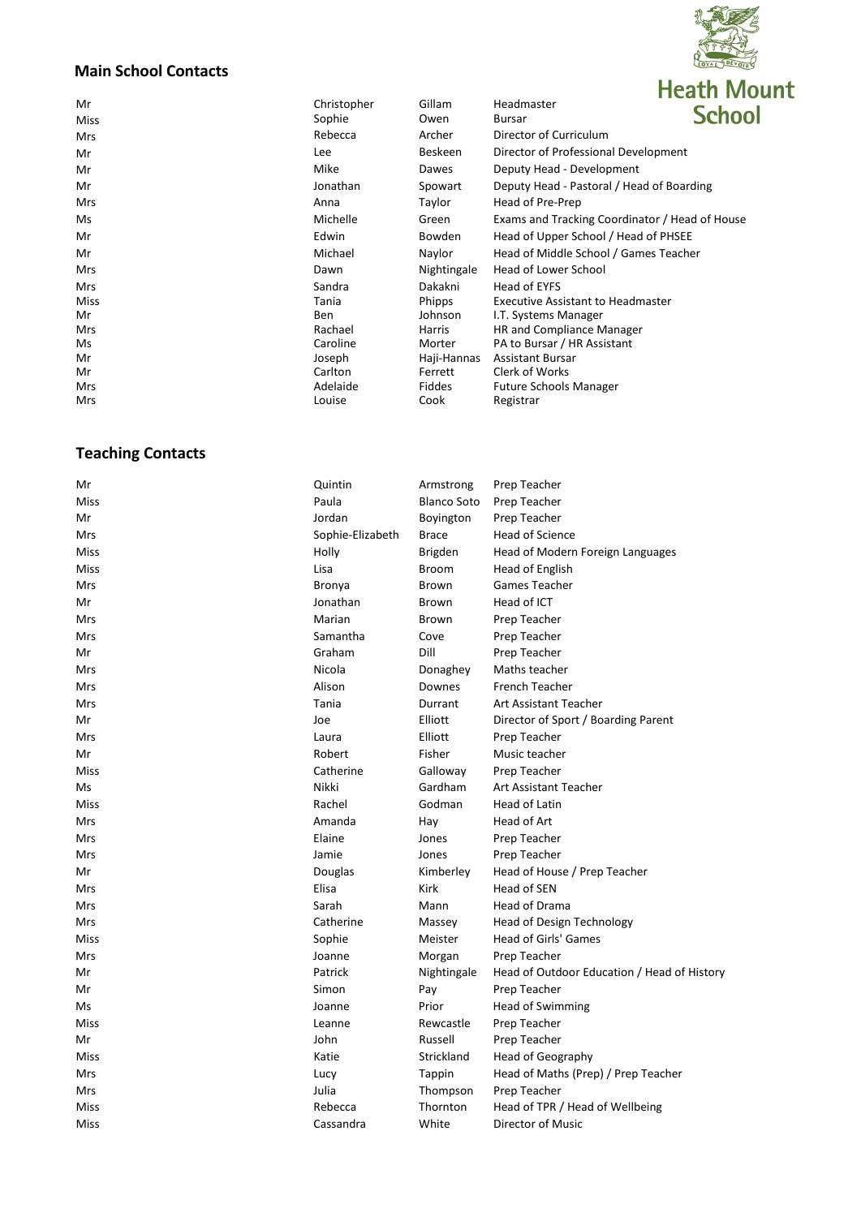Heath Mount School

## Main School Contacts

| | | | |
|---|---|---|---|
| Mr | Christopher | Gillam | Headmaster |
| Miss | Sophie | Owen | Bursar |
| Mrs | Rebecca | Archer | Director of Curriculum |
| Mr | Lee | Beskeen | Director of Professional Development |
| Mr | Mike | Dawes | Deputy Head - Development |
| Mr | Jonathan | Spowart | Deputy Head - Pastoral / Head of Boarding |
| Mrs | Anna | Taylor | Head of Pre-Prep |
| Ms | Michelle | Green | Exams and Tracking Coordinator / Head of House |
| Mr | Edwin | Bowden | Head of Upper School / Head of PHSEE |
| Mr | Michael | Naylor | Head of Middle School / Games Teacher |
| Mrs | Dawn | Nightingale | Head of Lower School |
| Mrs | Sandra | Dakakni | Head of EYFS |
| Miss | Tania | Phipps | Executive Assistant to Headmaster |
| Mr | Ben | Johnson | I.T. Systems Manager |
| Mrs | Rachael | Harris | HR and Compliance Manager |
| Ms | Caroline | Morter | PA to Bursar / HR Assistant |
| Mr | Joseph | Haji-Hannas | Assistant Bursar |
| Mr | Carlton | Ferrett | Clerk of Works |
| Mrs | Adelaide | Fiddes | Future Schools Manager |
| Mrs | Louise | Cook | Registrar |

## Teaching Contacts

| | | | |
|---|---|---|---|
| Mr | Quintin | Armstrong | Prep Teacher |
| Miss | Paula | Blanco Soto | Prep Teacher |
| Mr | Jordan | Boyington | Prep Teacher |
| Mrs | Sophie-Elizabeth | Brace | Head of Science |
| Miss | Holly | Brigden | Head of Modern Foreign Languages |
| Miss | Lisa | Broom | Head of English |
| Mrs | Bronya | Brown | Games Teacher |
| Mr | Jonathan | Brown | Head of ICT |
| Mrs | Marian | Brown | Prep Teacher |
| Mrs | Samantha | Cove | Prep Teacher |
| Mr | Graham | Dill | Prep Teacher |
| Mrs | Nicola | Donaghey | Maths teacher |
| Mrs | Alison | Downes | French Teacher |
| Mrs | Tania | Durrant | Art Assistant Teacher |
| Mr | Joe | Elliott | Director of Sport / Boarding Parent |
| Mrs | Laura | Elliott | Prep Teacher |
| Mr | Robert | Fisher | Music teacher |
| Miss | Catherine | Galloway | Prep Teacher |
| Ms | Nikki | Gardham | Art Assistant Teacher |
| Miss | Rachel | Godman | Head of Latin |
| Mrs | Amanda | Hay | Head of Art |
| Mrs | Elaine | Jones | Prep Teacher |
| Mrs | Jamie | Jones | Prep Teacher |
| Mr | Douglas | Kimberley | Head of House / Prep Teacher |
| Mrs | Elisa | Kirk | Head of SEN |
| Mrs | Sarah | Mann | Head of Drama |
| Mrs | Catherine | Massey | Head of Design Technology |
| Miss | Sophie | Meister | Head of Girls' Games |
| Mrs | Joanne | Morgan | Prep Teacher |
| Mr | Patrick | Nightingale | Head of Outdoor Education / Head of History |
| Mr | Simon | Pay | Prep Teacher |
| Ms | Joanne | Prior | Head of Swimming |
| Miss | Leanne | Rewcastle | Prep Teacher |
| Mr | John | Russell | Prep Teacher |
| Miss | Katie | Strickland | Head of Geography |
| Mrs | Lucy | Tappin | Head of Maths (Prep) / Prep Teacher |
| Mrs | Julia | Thompson | Prep Teacher |
| Miss | Rebecca | Thornton | Head of TPR / Head of Wellbeing |
| Miss | Cassandra | White | Director of Music |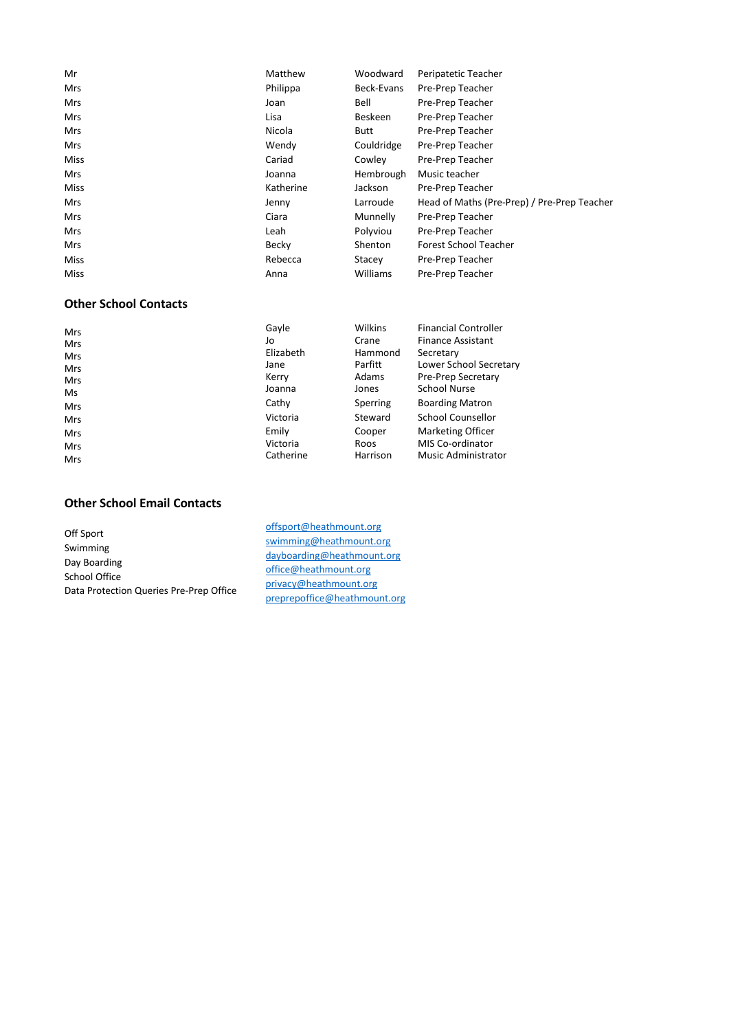| | | | |
|---|---|---|---|
| Mr | Matthew | Woodward | Peripatetic Teacher |
| Mrs | Philippa | Beck-Evans | Pre-Prep Teacher |
| Mrs | Joan | Bell | Pre-Prep Teacher |
| Mrs | Lisa | Beskeen | Pre-Prep Teacher |
| Mrs | Nicola | Butt | Pre-Prep Teacher |
| Mrs | Wendy | Couldridge | Pre-Prep Teacher |
| Miss | Cariad | Cowley | Pre-Prep Teacher |
| Mrs | Joanna | Hembrough | Music teacher |
| Miss | Katherine | Jackson | Pre-Prep Teacher |
| Mrs | Jenny | Larroude | Head of Maths (Pre-Prep) / Pre-Prep Teacher |
| Mrs | Ciara | Munnelly | Pre-Prep Teacher |
| Mrs | Leah | Polyviou | Pre-Prep Teacher |
| Mrs | Becky | Shenton | Forest School Teacher |
| Miss | Rebecca | Stacey | Pre-Prep Teacher |
| Miss | Anna | Williams | Pre-Prep Teacher |

## Other School Contacts

| | | | |
|---|---|---|---|
| Mrs | Gayle | Wilkins | Financial Controller |
| Mrs | Jo | Crane | Finance Assistant |
| Mrs | Elizabeth | Hammond | Secretary |
| Mrs | Jane | Parfitt | Lower School Secretary |
| Mrs | Kerry | Adams | Pre-Prep Secretary |
| Ms | Joanna | Jones | School Nurse |
| Mrs | Cathy | Sperring | Boarding Matron |
| Mrs | Victoria | Steward | School Counsellor |
| Mrs | Emily | Cooper | Marketing Officer |
| Mrs | Victoria | Roos | MIS Co-ordinator |
| Mrs | Catherine | Harrison | Music Administrator |

## Other School Email Contacts

| | |
|---|---|
| Off Sport | offsport@heathmount.org |
| Swimming | swimming@heathmount.org |
| Day Boarding | dayboarding@heathmount.org |
| School Office | office@heathmount.org |
| Data Protection Queries | privacy@heathmount.org |
| Pre-Prep Office | preprepoffice@heathmount.org |